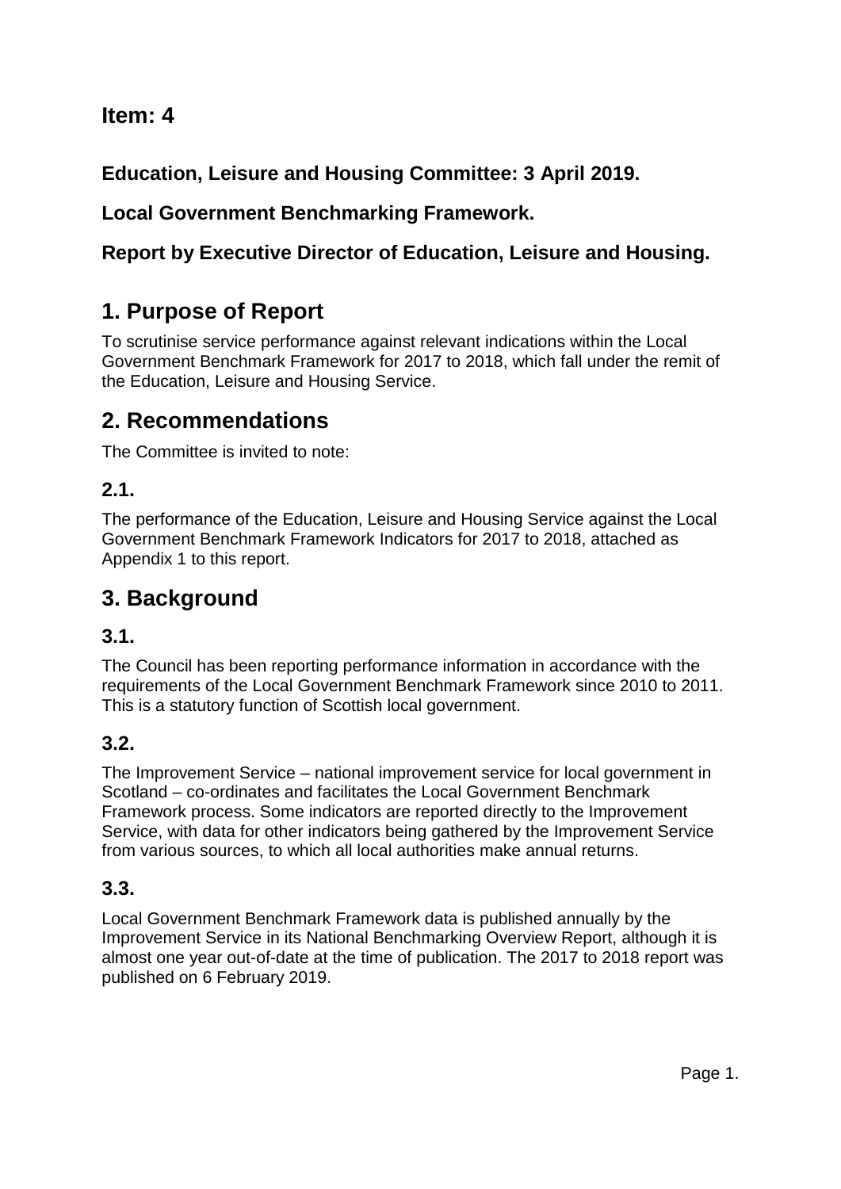# Item: 4

**Education, Leisure and Housing Committee: 3 April 2019.**

**Local Government Benchmarking Framework.**

**Report by Executive Director of Education, Leisure and Housing.**

## 1. Purpose of Report

To scrutinise service performance against relevant indications within the Local Government Benchmark Framework for 2017 to 2018, which fall under the remit of the Education, Leisure and Housing Service.

## 2. Recommendations

The Committee is invited to note:

### 2.1.

The performance of the Education, Leisure and Housing Service against the Local Government Benchmark Framework Indicators for 2017 to 2018, attached as Appendix 1 to this report.

## 3. Background

### 3.1.

The Council has been reporting performance information in accordance with the requirements of the Local Government Benchmark Framework since 2010 to 2011. This is a statutory function of Scottish local government.

### 3.2.

The Improvement Service – national improvement service for local government in Scotland – co-ordinates and facilitates the Local Government Benchmark Framework process. Some indicators are reported directly to the Improvement Service, with data for other indicators being gathered by the Improvement Service from various sources, to which all local authorities make annual returns.

### 3.3.

Local Government Benchmark Framework data is published annually by the Improvement Service in its National Benchmarking Overview Report, although it is almost one year out-of-date at the time of publication. The 2017 to 2018 report was published on 6 February 2019.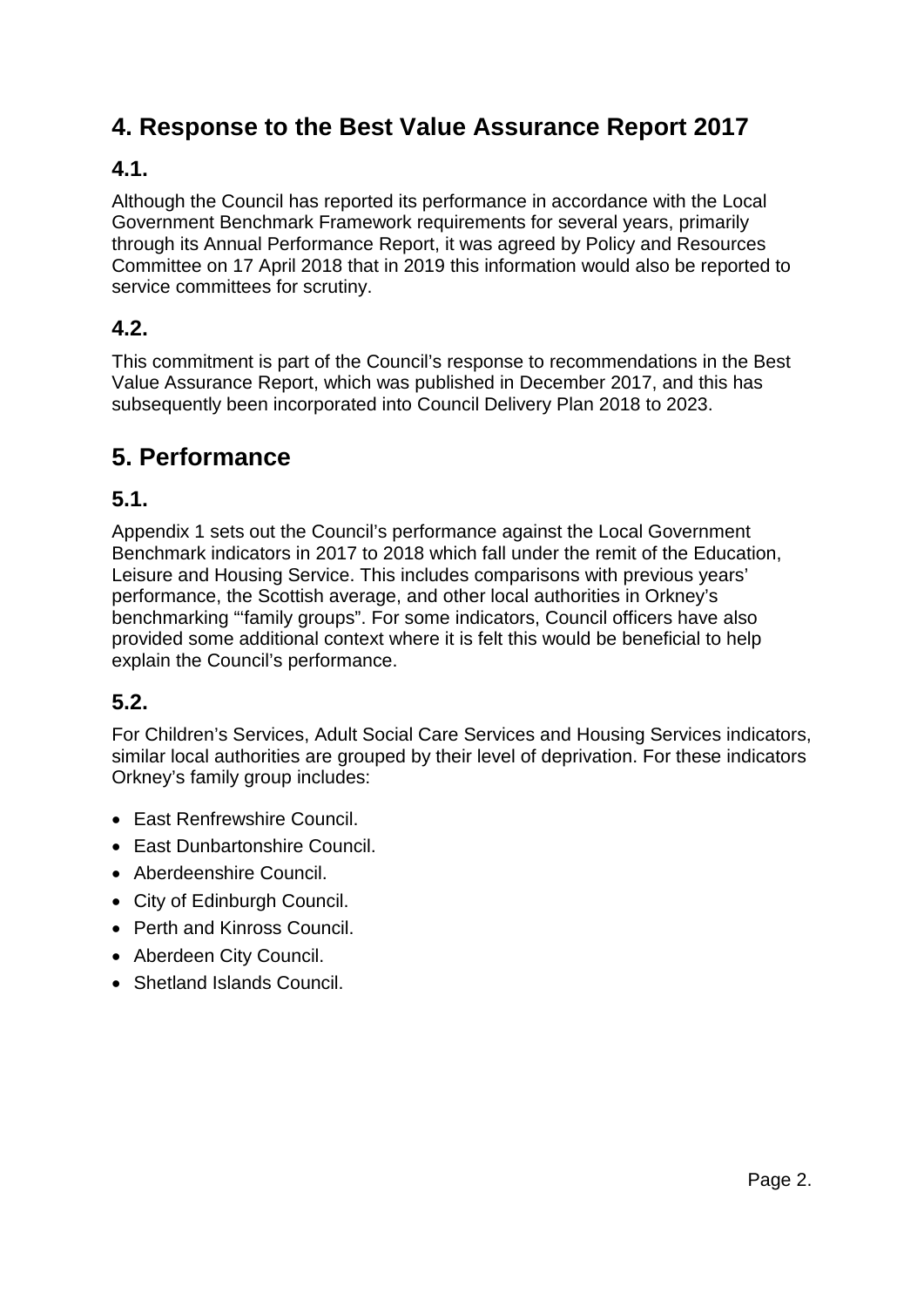## 4. Response to the Best Value Assurance Report 2017

### 4.1.

Although the Council has reported its performance in accordance with the Local Government Benchmark Framework requirements for several years, primarily through its Annual Performance Report, it was agreed by Policy and Resources Committee on 17 April 2018 that in 2019 this information would also be reported to service committees for scrutiny.

### 4.2.

This commitment is part of the Council's response to recommendations in the Best Value Assurance Report, which was published in December 2017, and this has subsequently been incorporated into Council Delivery Plan 2018 to 2023.

## 5. Performance

### 5.1.

Appendix 1 sets out the Council's performance against the Local Government Benchmark indicators in 2017 to 2018 which fall under the remit of the Education, Leisure and Housing Service. This includes comparisons with previous years' performance, the Scottish average, and other local authorities in Orkney's benchmarking "'family groups". For some indicators, Council officers have also provided some additional context where it is felt this would be beneficial to help explain the Council's performance.

### 5.2.

For Children's Services, Adult Social Care Services and Housing Services indicators, similar local authorities are grouped by their level of deprivation. For these indicators Orkney's family group includes:

- East Renfrewshire Council.
- East Dunbartonshire Council.
- Aberdeenshire Council.
- City of Edinburgh Council.
- Perth and Kinross Council.
- Aberdeen City Council.
- Shetland Islands Council.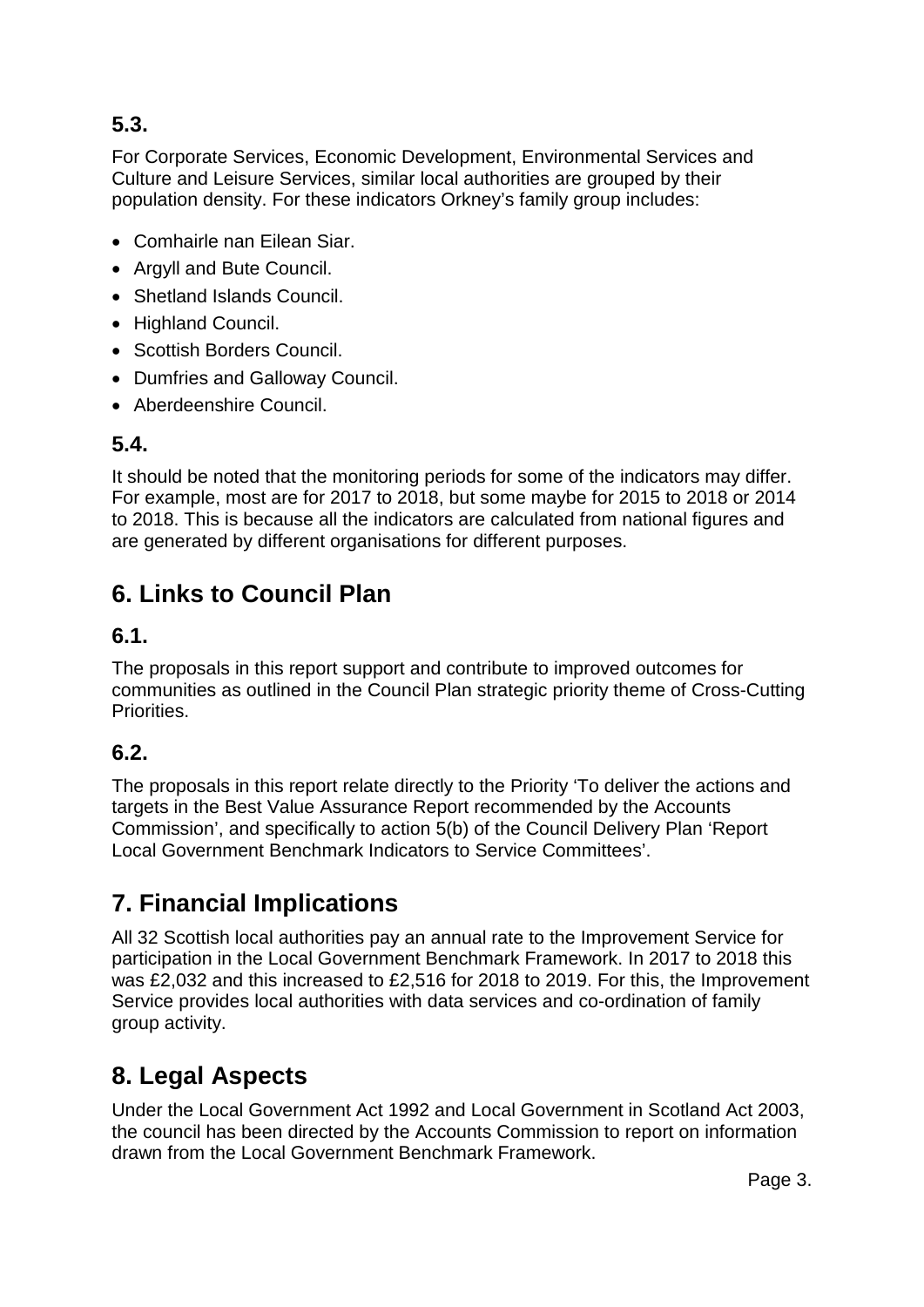### 5.3.

For Corporate Services, Economic Development, Environmental Services and Culture and Leisure Services, similar local authorities are grouped by their population density. For these indicators Orkney's family group includes:

- Comhairle nan Eilean Siar.
- Argyll and Bute Council.
- Shetland Islands Council.
- Highland Council.
- Scottish Borders Council.
- Dumfries and Galloway Council.
- Aberdeenshire Council.

### 5.4.

It should be noted that the monitoring periods for some of the indicators may differ. For example, most are for 2017 to 2018, but some maybe for 2015 to 2018 or 2014 to 2018. This is because all the indicators are calculated from national figures and are generated by different organisations for different purposes.

## 6. Links to Council Plan

### 6.1.

The proposals in this report support and contribute to improved outcomes for communities as outlined in the Council Plan strategic priority theme of Cross-Cutting Priorities.

### 6.2.

The proposals in this report relate directly to the Priority 'To deliver the actions and targets in the Best Value Assurance Report recommended by the Accounts Commission', and specifically to action 5(b) of the Council Delivery Plan 'Report Local Government Benchmark Indicators to Service Committees'.

## 7. Financial Implications

All 32 Scottish local authorities pay an annual rate to the Improvement Service for participation in the Local Government Benchmark Framework. In 2017 to 2018 this was £2,032 and this increased to £2,516 for 2018 to 2019. For this, the Improvement Service provides local authorities with data services and co-ordination of family group activity.

## 8. Legal Aspects

Under the Local Government Act 1992 and Local Government in Scotland Act 2003, the council has been directed by the Accounts Commission to report on information drawn from the Local Government Benchmark Framework.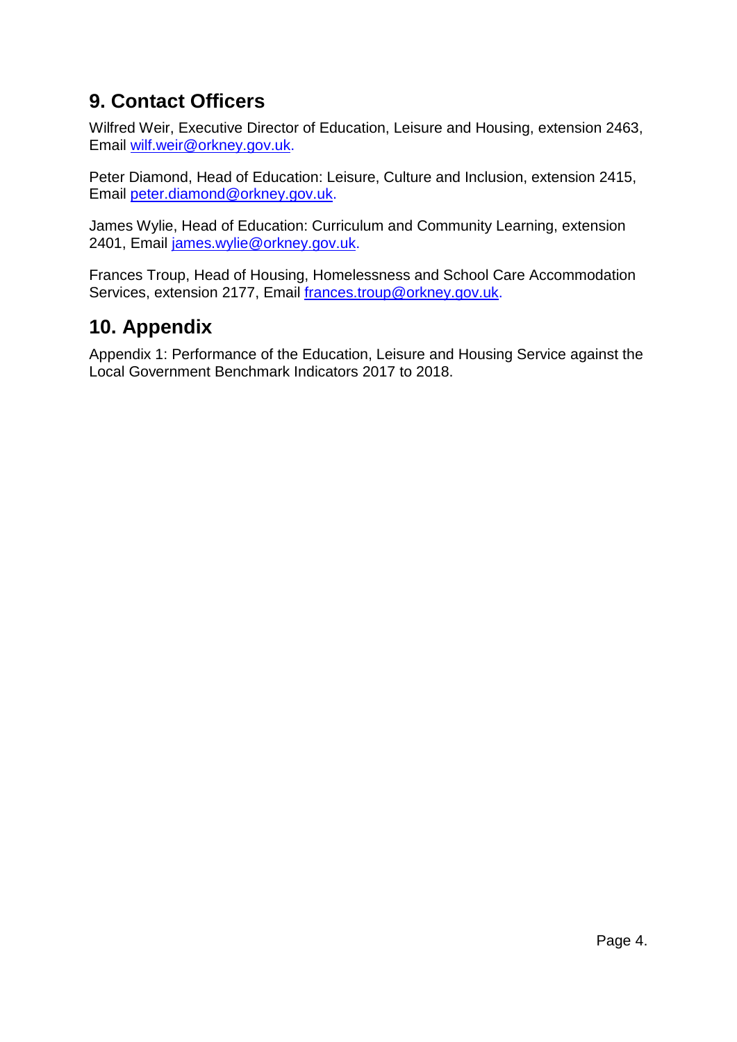## 9. Contact Officers

Wilfred Weir, Executive Director of Education, Leisure and Housing, extension 2463, Email wilf.weir@orkney.gov.uk.

Peter Diamond, Head of Education: Leisure, Culture and Inclusion, extension 2415, Email peter.diamond@orkney.gov.uk.

James Wylie, Head of Education: Curriculum and Community Learning, extension 2401, Email james.wylie@orkney.gov.uk.

Frances Troup, Head of Housing, Homelessness and School Care Accommodation Services, extension 2177, Email frances.troup@orkney.gov.uk.

## 10. Appendix

Appendix 1: Performance of the Education, Leisure and Housing Service against the Local Government Benchmark Indicators 2017 to 2018.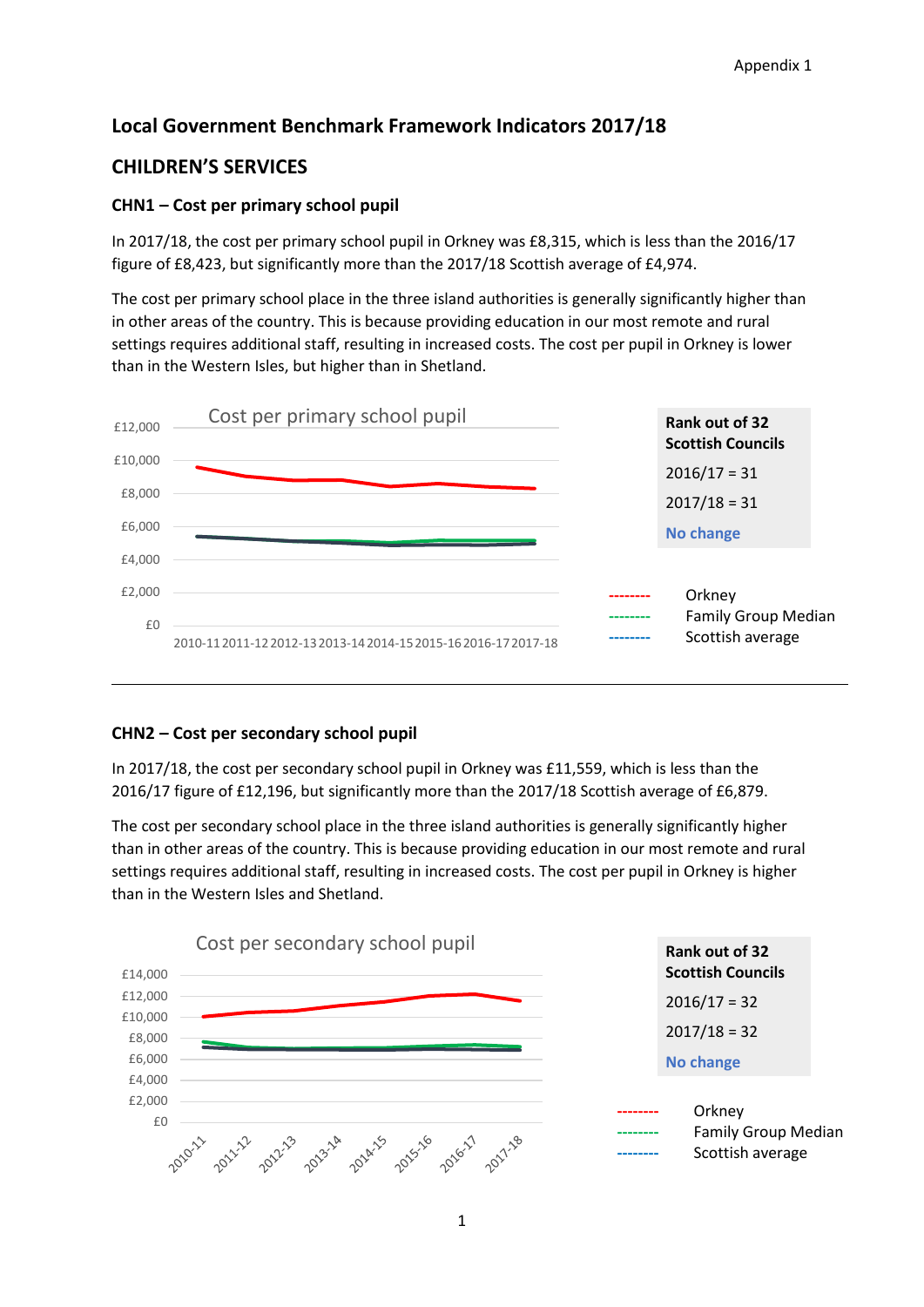# Local Government Benchmark Framework Indicators 2017/18

## CHILDREN'S SERVICES

### CHN1 – Cost per primary school pupil

In 2017/18, the cost per primary school pupil in Orkney was £8,315, which is less than the 2016/17 figure of £8,423, but significantly more than the 2017/18 Scottish average of £4,974.

The cost per primary school place in the three island authorities is generally significantly higher than in other areas of the country. This is because providing education in our most remote and rural settings requires additional staff, resulting in increased costs. The cost per pupil in Orkney is lower than in the Western Isles, but higher than in Shetland.

Cost per primary school pupil

**Rank out of 32 Scottish Councils**

2016/17 = 31

2017/18 = 31

**No change**

-------- Orkney
-------- Family Group Median
-------- Scottish average

### CHN2 – Cost per secondary school pupil

In 2017/18, the cost per secondary school pupil in Orkney was £11,559, which is less than the 2016/17 figure of £12,196, but significantly more than the 2017/18 Scottish average of £6,879.

The cost per secondary school place in the three island authorities is generally significantly higher than in other areas of the country. This is because providing education in our most remote and rural settings requires additional staff, resulting in increased costs. The cost per pupil in Orkney is higher than in the Western Isles and Shetland.

Cost per secondary school pupil

**Rank out of 32 Scottish Councils**

2016/17 = 32

2017/18 = 32

**No change**

-------- Orkney
-------- Family Group Median
-------- Scottish average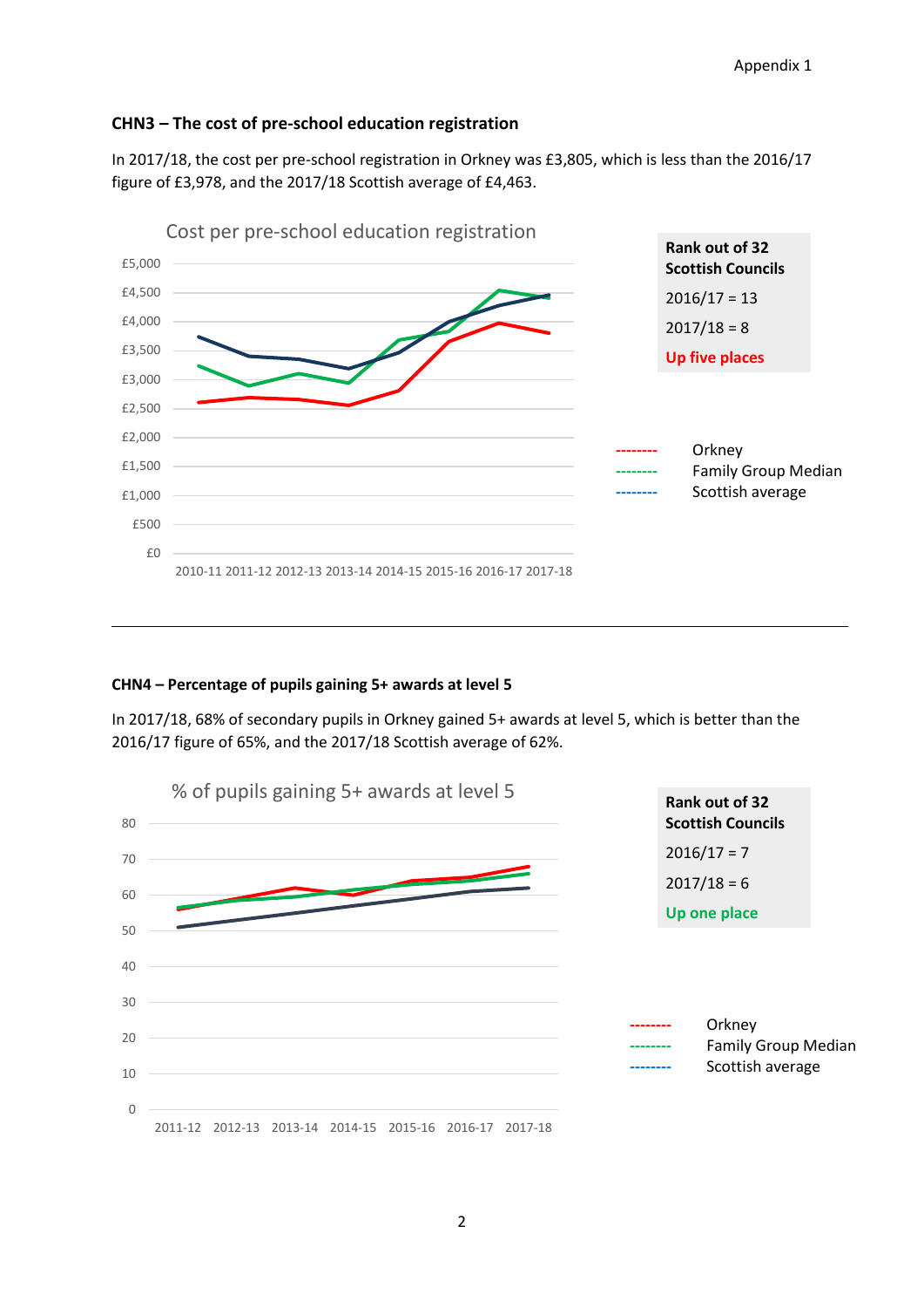### CHN3 – The cost of pre-school education registration

In 2017/18, the cost per pre-school registration in Orkney was £3,805, which is less than the 2016/17 figure of £3,978, and the 2017/18 Scottish average of £4,463.

Cost per pre-school education registration

| Rank out of 32 Scottish Councils |
|---|
| 2016/17 = 13 |
| 2017/18 = 8 |
| Up five places |

- Orkney
- Family Group Median
- Scottish average

---

### CHN4 – Percentage of pupils gaining 5+ awards at level 5

In 2017/18, 68% of secondary pupils in Orkney gained 5+ awards at level 5, which is better than the 2016/17 figure of 65%, and the 2017/18 Scottish average of 62%.

% of pupils gaining 5+ awards at level 5

| Rank out of 32 Scottish Councils |
|---|
| 2016/17 = 7 |
| 2017/18 = 6 |
| Up one place |

- Orkney
- Family Group Median
- Scottish average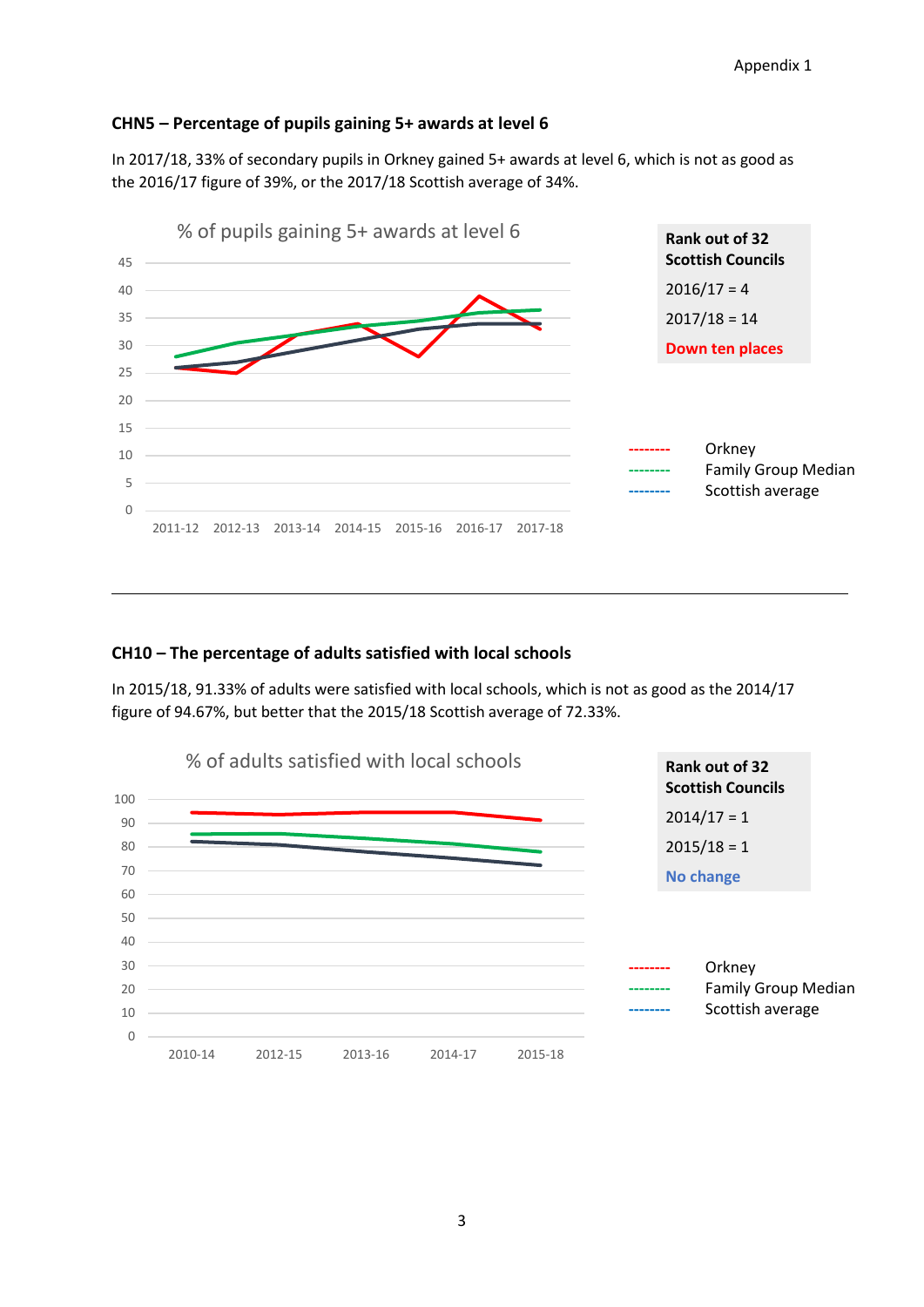### CHN5 – Percentage of pupils gaining 5+ awards at level 6

In 2017/18, 33% of secondary pupils in Orkney gained 5+ awards at level 6, which is not as good as the 2016/17 figure of 39%, or the 2017/18 Scottish average of 34%.

% of pupils gaining 5+ awards at level 6

| Rank out of 32 Scottish Councils |
|---|
| 2016/17 = 4 |
| 2017/18 = 14 |
| **Down ten places** |

-------- Orkney
-------- Family Group Median
-------- Scottish average

---

### CH10 – The percentage of adults satisfied with local schools

In 2015/18, 91.33% of adults were satisfied with local schools, which is not as good as the 2014/17 figure of 94.67%, but better that the 2015/18 Scottish average of 72.33%.

% of adults satisfied with local schools

| Rank out of 32 Scottish Councils |
|---|
| 2014/17 = 1 |
| 2015/18 = 1 |
| **No change** |

-------- Orkney
-------- Family Group Median
-------- Scottish average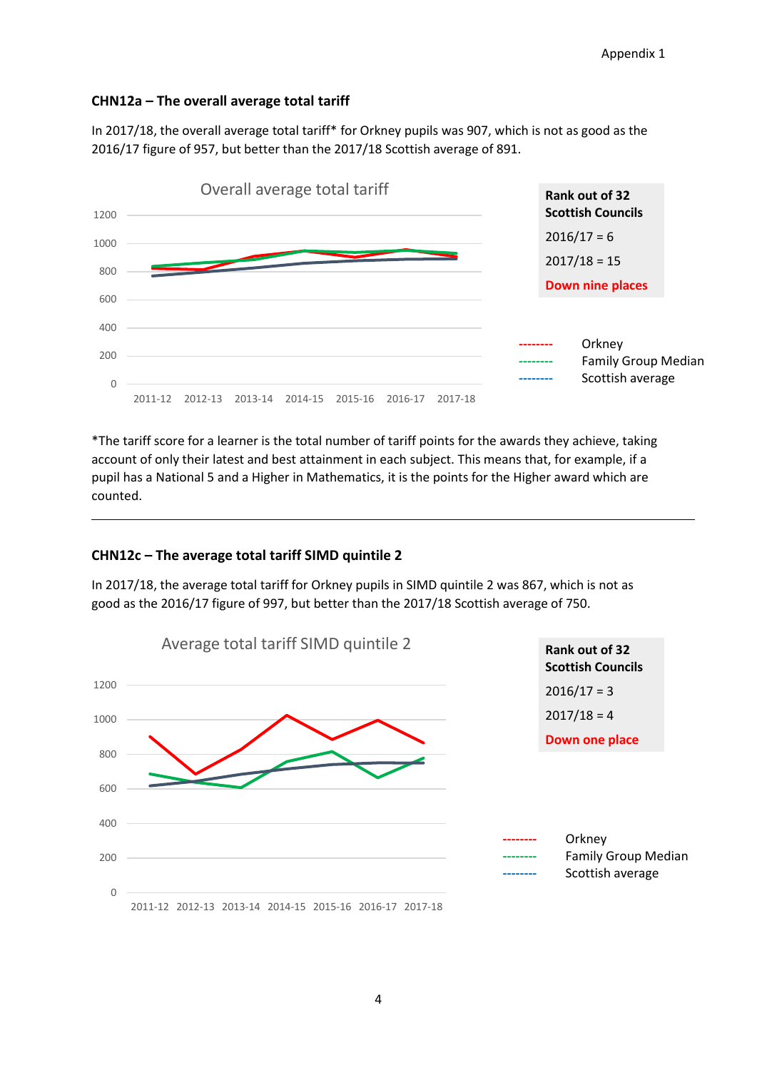### CHN12a – The overall average total tariff

In 2017/18, the overall average total tariff* for Orkney pupils was 907, which is not as good as the 2016/17 figure of 957, but better than the 2017/18 Scottish average of 891.

Overall average total tariff

| Rank out of 32 Scottish Councils |
|---|
| 2016/17 = 6 |
| 2017/18 = 15 |
| **Down nine places** |

-------- Orkney
-------- Family Group Median
-------- Scottish average

*The tariff score for a learner is the total number of tariff points for the awards they achieve, taking account of only their latest and best attainment in each subject. This means that, for example, if a pupil has a National 5 and a Higher in Mathematics, it is the points for the Higher award which are counted.

---

### CHN12c – The average total tariff SIMD quintile 2

In 2017/18, the average total tariff for Orkney pupils in SIMD quintile 2 was 867, which is not as good as the 2016/17 figure of 997, but better than the 2017/18 Scottish average of 750.

Average total tariff SIMD quintile 2

| Rank out of 32 Scottish Councils |
|---|
| 2016/17 = 3 |
| 2017/18 = 4 |
| **Down one place** |

-------- Orkney
-------- Family Group Median
-------- Scottish average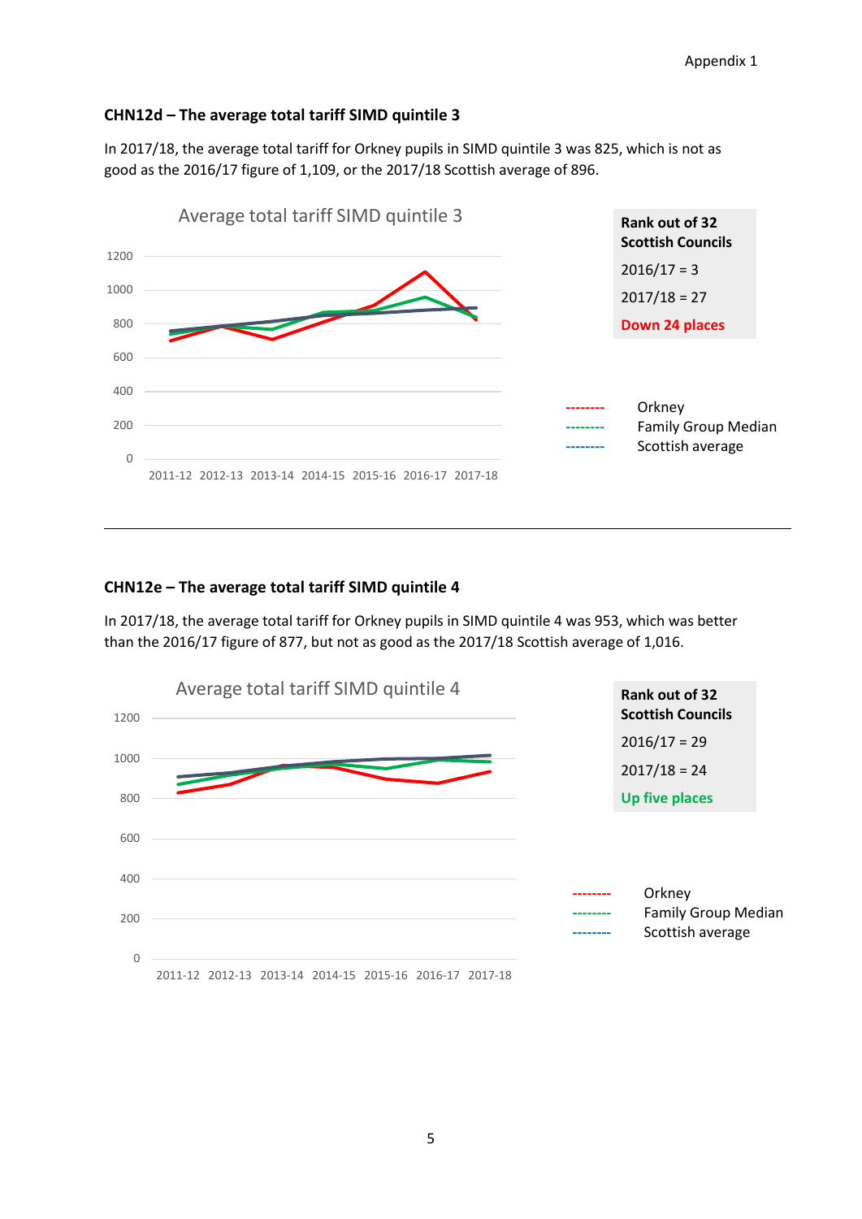### CHN12d – The average total tariff SIMD quintile 3

In 2017/18, the average total tariff for Orkney pupils in SIMD quintile 3 was 825, which is not as good as the 2016/17 figure of 1,109, or the 2017/18 Scottish average of 896.

Average total tariff SIMD quintile 3

| Rank out of 32 Scottish Councils |
|---|
| 2016/17 = 3 |
| 2017/18 = 27 |
| **Down 24 places** |

- Orkney
- Family Group Median
- Scottish average

---

### CHN12e – The average total tariff SIMD quintile 4

In 2017/18, the average total tariff for Orkney pupils in SIMD quintile 4 was 953, which was better than the 2016/17 figure of 877, but not as good as the 2017/18 Scottish average of 1,016.

Average total tariff SIMD quintile 4

| Rank out of 32 Scottish Councils |
|---|
| 2016/17 = 29 |
| 2017/18 = 24 |
| **Up five places** |

- Orkney
- Family Group Median
- Scottish average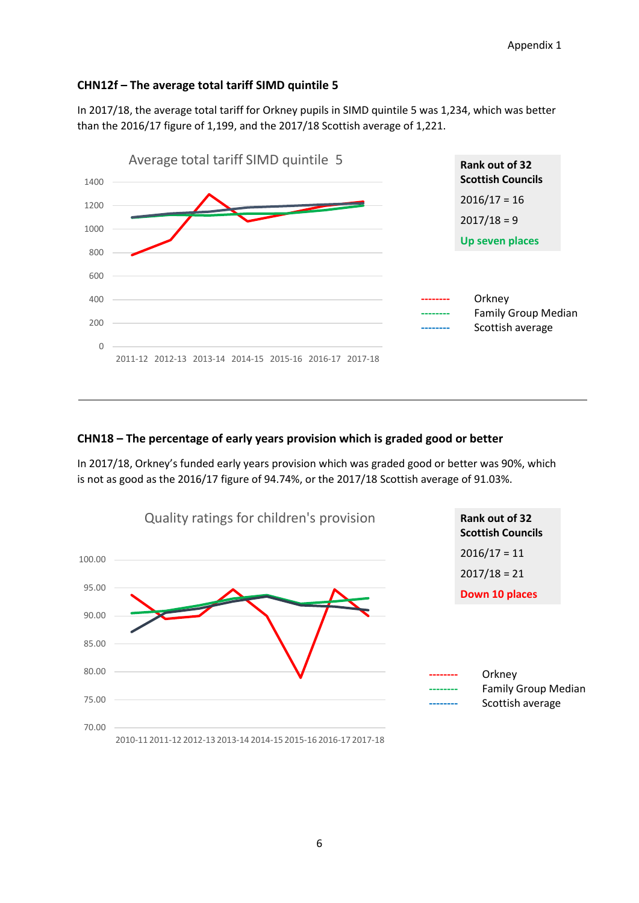### CHN12f – The average total tariff SIMD quintile 5

In 2017/18, the average total tariff for Orkney pupils in SIMD quintile 5 was 1,234, which was better than the 2016/17 figure of 1,199, and the 2017/18 Scottish average of 1,221.

**Rank out of 32 Scottish Councils**

2016/17 = 16

2017/18 = 9

**Up seven places**

---

### CHN18 – The percentage of early years provision which is graded good or better

In 2017/18, Orkney's funded early years provision which was graded good or better was 90%, which is not as good as the 2016/17 figure of 94.74%, or the 2017/18 Scottish average of 91.03%.

**Rank out of 32 Scottish Councils**

2016/17 = 11

2017/18 = 21

**Down 10 places**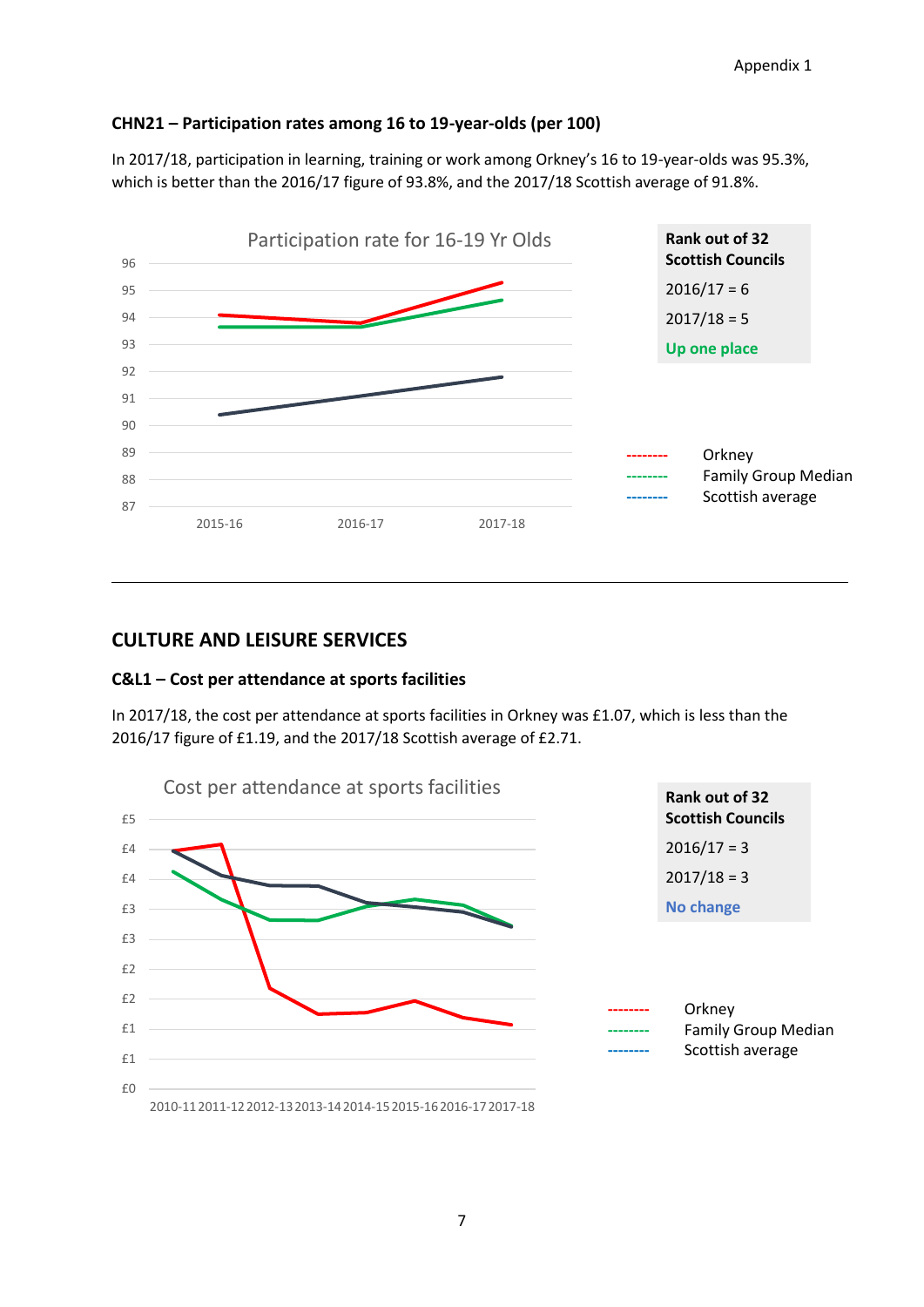### CHN21 – Participation rates among 16 to 19-year-olds (per 100)

In 2017/18, participation in learning, training or work among Orkney's 16 to 19-year-olds was 95.3%, which is better than the 2016/17 figure of 93.8%, and the 2017/18 Scottish average of 91.8%.

Participation rate for 16-19 Yr Olds

**Rank out of 32 Scottish Councils**

2016/17 = 6

2017/18 = 5

**Up one place**

Orkney
Family Group Median
Scottish average

## CULTURE AND LEISURE SERVICES

### C&L1 – Cost per attendance at sports facilities

In 2017/18, the cost per attendance at sports facilities in Orkney was £1.07, which is less than the 2016/17 figure of £1.19, and the 2017/18 Scottish average of £2.71.

Cost per attendance at sports facilities

**Rank out of 32 Scottish Councils**

2016/17 = 3

2017/18 = 3

**No change**

Orkney
Family Group Median
Scottish average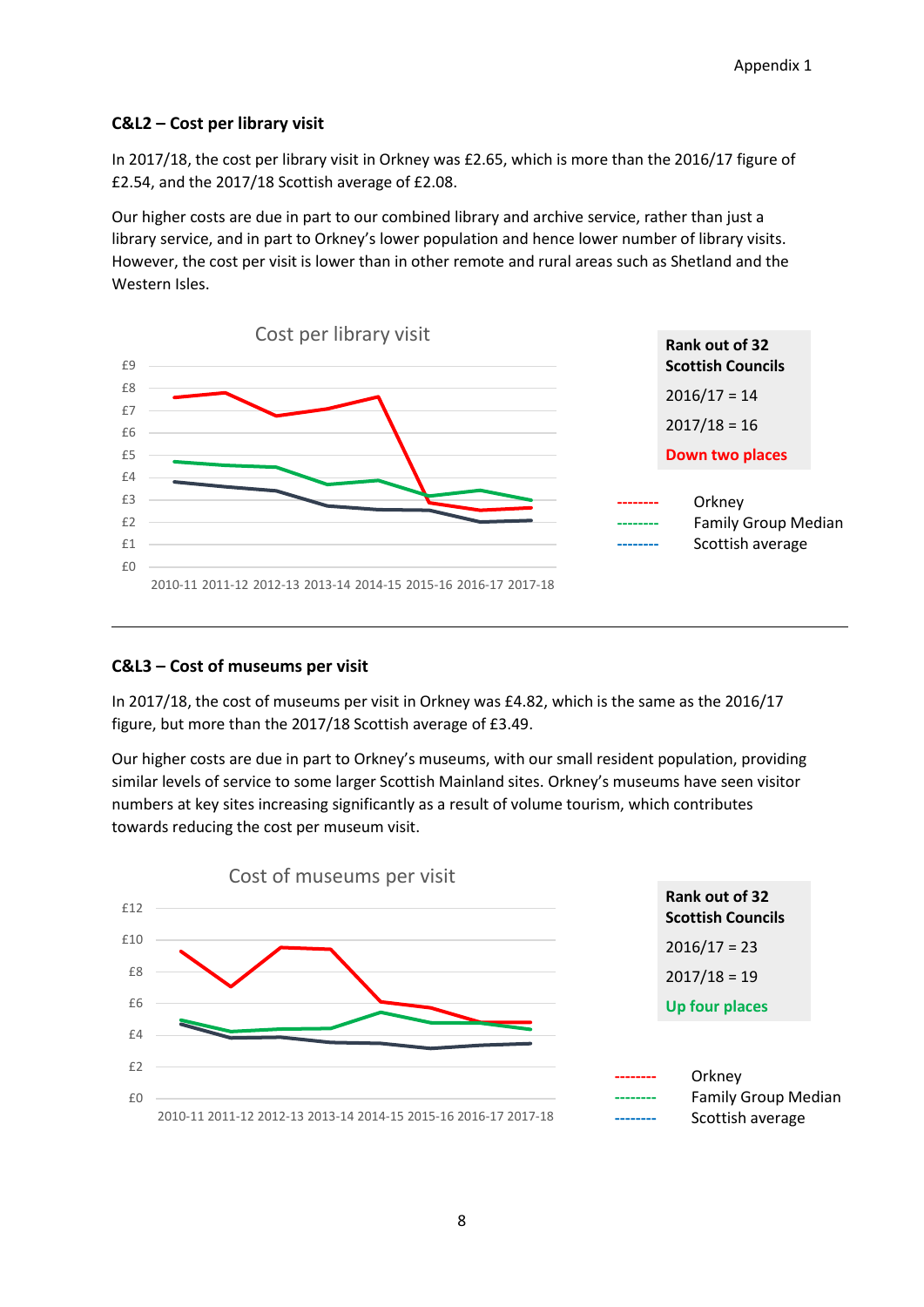### C&L2 – Cost per library visit

In 2017/18, the cost per library visit in Orkney was £2.65, which is more than the 2016/17 figure of £2.54, and the 2017/18 Scottish average of £2.08.

Our higher costs are due in part to our combined library and archive service, rather than just a library service, and in part to Orkney's lower population and hence lower number of library visits. However, the cost per visit is lower than in other remote and rural areas such as Shetland and the Western Isles.

Cost per library visit

| Rank out of 32 Scottish Councils |
|---|
| 2016/17 = 14 |
| 2017/18 = 16 |
| **Down two places** |

Orkney
Family Group Median
Scottish average

---

### C&L3 – Cost of museums per visit

In 2017/18, the cost of museums per visit in Orkney was £4.82, which is the same as the 2016/17 figure, but more than the 2017/18 Scottish average of £3.49.

Our higher costs are due in part to Orkney's museums, with our small resident population, providing similar levels of service to some larger Scottish Mainland sites. Orkney's museums have seen visitor numbers at key sites increasing significantly as a result of volume tourism, which contributes towards reducing the cost per museum visit.

Cost of museums per visit

| Rank out of 32 Scottish Councils |
|---|
| 2016/17 = 23 |
| 2017/18 = 19 |
| **Up four places** |

Orkney
Family Group Median
Scottish average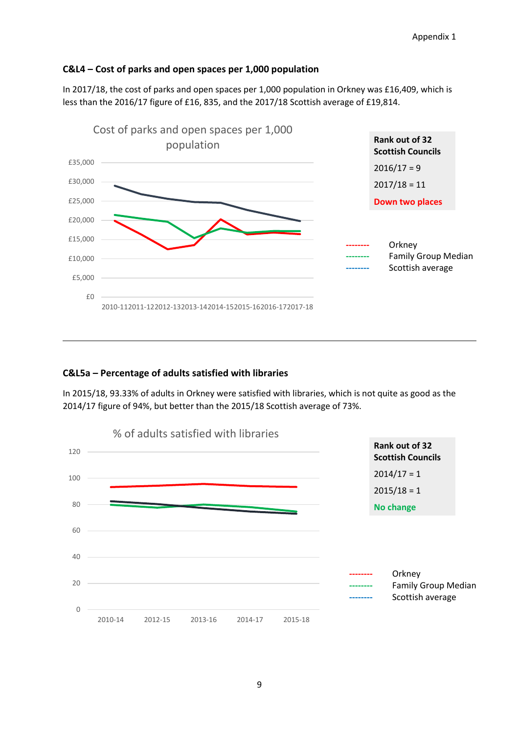### C&L4 – Cost of parks and open spaces per 1,000 population

In 2017/18, the cost of parks and open spaces per 1,000 population in Orkney was £16,409, which is less than the 2016/17 figure of £16, 835, and the 2017/18 Scottish average of £19,814.

Cost of parks and open spaces per 1,000 population

| Rank out of 32 Scottish Councils |
|---|
| 2016/17 = 9 |
| 2017/18 = 11 |
| **Down two places** |

-------- Orkney
-------- Family Group Median
-------- Scottish average

---

### C&L5a – Percentage of adults satisfied with libraries

In 2015/18, 93.33% of adults in Orkney were satisfied with libraries, which is not quite as good as the 2014/17 figure of 94%, but better than the 2015/18 Scottish average of 73%.

% of adults satisfied with libraries

| Rank out of 32 Scottish Councils |
|---|
| 2014/17 = 1 |
| 2015/18 = 1 |
| **No change** |

-------- Orkney
-------- Family Group Median
-------- Scottish average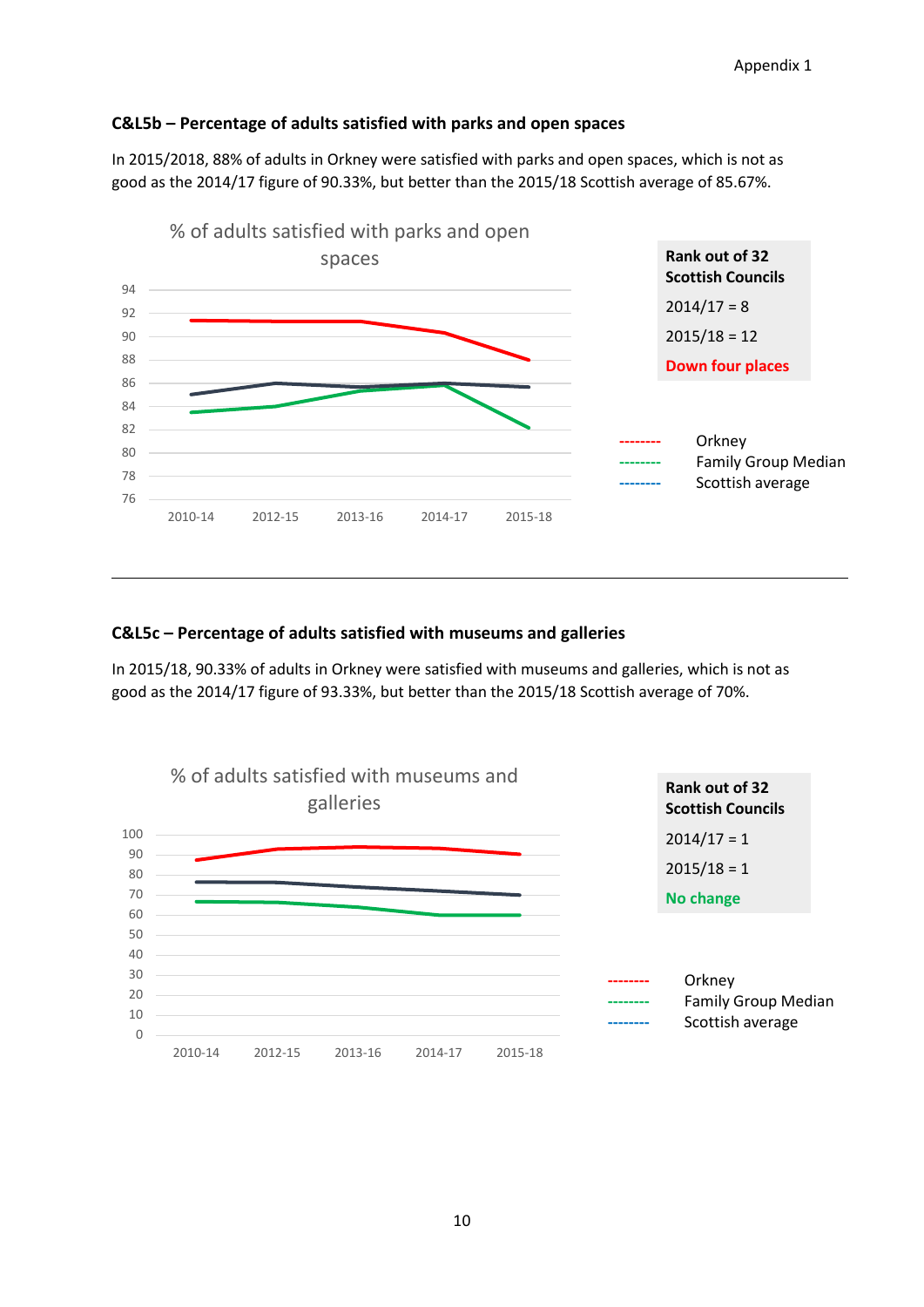## C&L5b – Percentage of adults satisfied with parks and open spaces

In 2015/2018, 88% of adults in Orkney were satisfied with parks and open spaces, which is not as good as the 2014/17 figure of 90.33%, but better than the 2015/18 Scottish average of 85.67%.

% of adults satisfied with parks and open spaces

| Rank out of 32 Scottish Councils |
|---|
| 2014/17 = 8 |
| 2015/18 = 12 |
| **Down four places** |

-------- Orkney
-------- Family Group Median
-------- Scottish average

---

## C&L5c – Percentage of adults satisfied with museums and galleries

In 2015/18, 90.33% of adults in Orkney were satisfied with museums and galleries, which is not as good as the 2014/17 figure of 93.33%, but better than the 2015/18 Scottish average of 70%.

% of adults satisfied with museums and galleries

| Rank out of 32 Scottish Councils |
|---|
| 2014/17 = 1 |
| 2015/18 = 1 |
| **No change** |

-------- Orkney
-------- Family Group Median
-------- Scottish average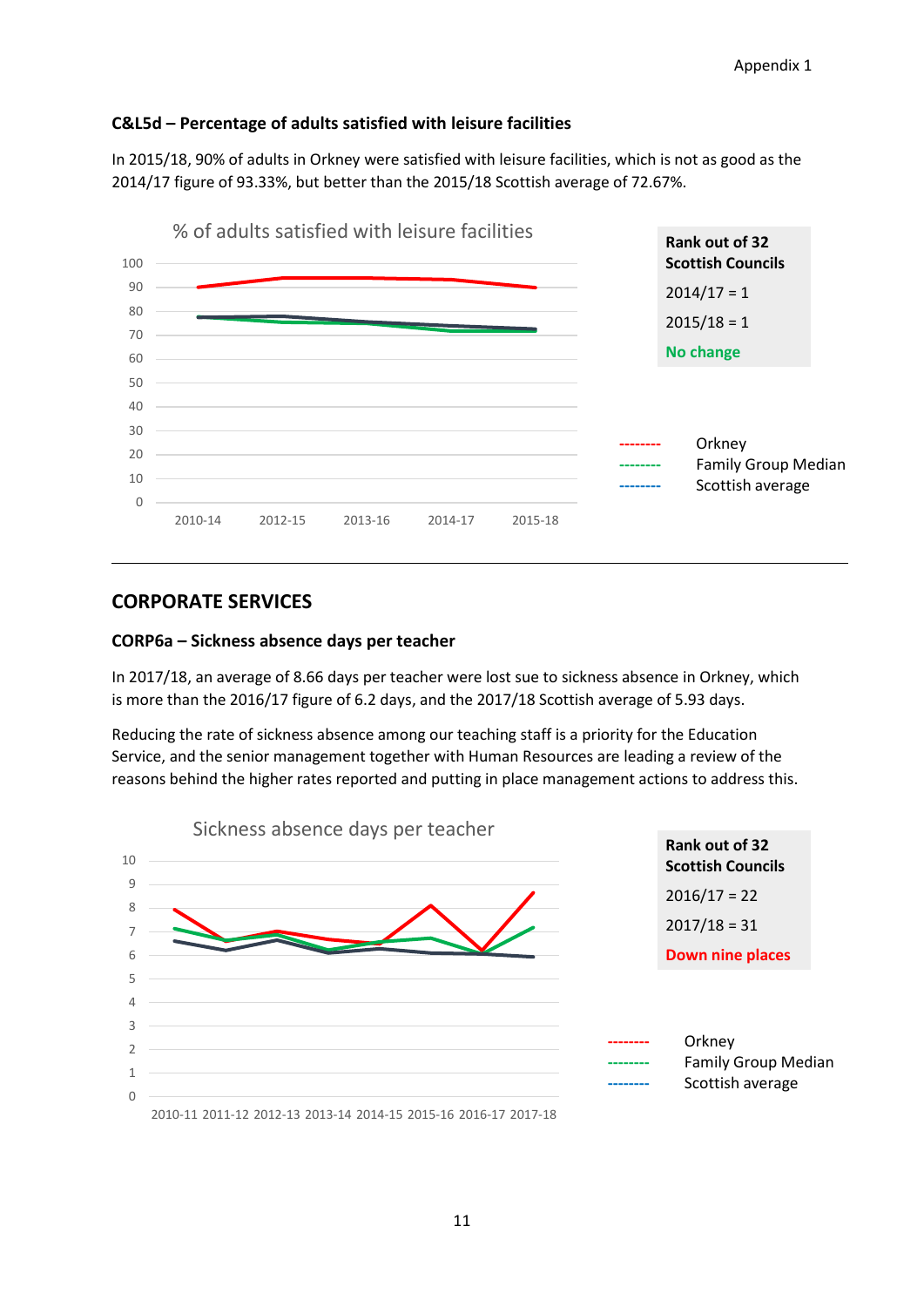#### C&L5d – Percentage of adults satisfied with leisure facilities

In 2015/18, 90% of adults in Orkney were satisfied with leisure facilities, which is not as good as the 2014/17 figure of 93.33%, but better than the 2015/18 Scottish average of 72.67%.

% of adults satisfied with leisure facilities

| Rank out of 32 Scottish Councils |
| --- |
| 2014/17 = 1 |
| 2015/18 = 1 |
| No change |

Orkney
Family Group Median
Scottish average

## CORPORATE SERVICES

#### CORP6a – Sickness absence days per teacher

In 2017/18, an average of 8.66 days per teacher were lost sue to sickness absence in Orkney, which is more than the 2016/17 figure of 6.2 days, and the 2017/18 Scottish average of 5.93 days.

Reducing the rate of sickness absence among our teaching staff is a priority for the Education Service, and the senior management together with Human Resources are leading a review of the reasons behind the higher rates reported and putting in place management actions to address this.

Sickness absence days per teacher

| Rank out of 32 Scottish Councils |
| --- |
| 2016/17 = 22 |
| 2017/18 = 31 |
| Down nine places |

Orkney
Family Group Median
Scottish average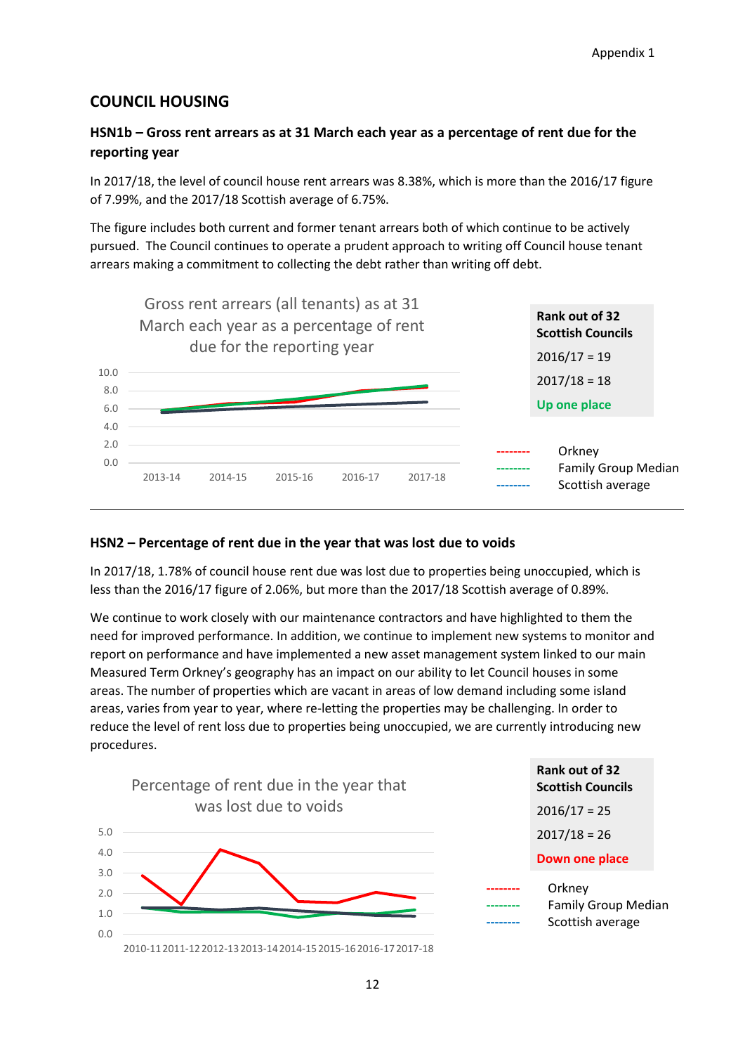## COUNCIL HOUSING

### HSN1b – Gross rent arrears as at 31 March each year as a percentage of rent due for the reporting year

In 2017/18, the level of council house rent arrears was 8.38%, which is more than the 2016/17 figure of 7.99%, and the 2017/18 Scottish average of 6.75%.

The figure includes both current and former tenant arrears both of which continue to be actively pursued. The Council continues to operate a prudent approach to writing off Council house tenant arrears making a commitment to collecting the debt rather than writing off debt.

Gross rent arrears (all tenants) as at 31 March each year as a percentage of rent due for the reporting year

**Rank out of 32 Scottish Councils**

2016/17 = 19

2017/18 = 18

**Up one place**

-------- Orkney
-------- Family Group Median
-------- Scottish average

---

### HSN2 – Percentage of rent due in the year that was lost due to voids

In 2017/18, 1.78% of council house rent due was lost due to properties being unoccupied, which is less than the 2016/17 figure of 2.06%, but more than the 2017/18 Scottish average of 0.89%.

We continue to work closely with our maintenance contractors and have highlighted to them the need for improved performance. In addition, we continue to implement new systems to monitor and report on performance and have implemented a new asset management system linked to our main Measured Term Orkney's geography has an impact on our ability to let Council houses in some areas. The number of properties which are vacant in areas of low demand including some island areas, varies from year to year, where re-letting the properties may be challenging. In order to reduce the level of rent loss due to properties being unoccupied, we are currently introducing new procedures.

Percentage of rent due in the year that was lost due to voids

**Rank out of 32 Scottish Councils**

2016/17 = 25

2017/18 = 26

**Down one place**

-------- Orkney
-------- Family Group Median
-------- Scottish average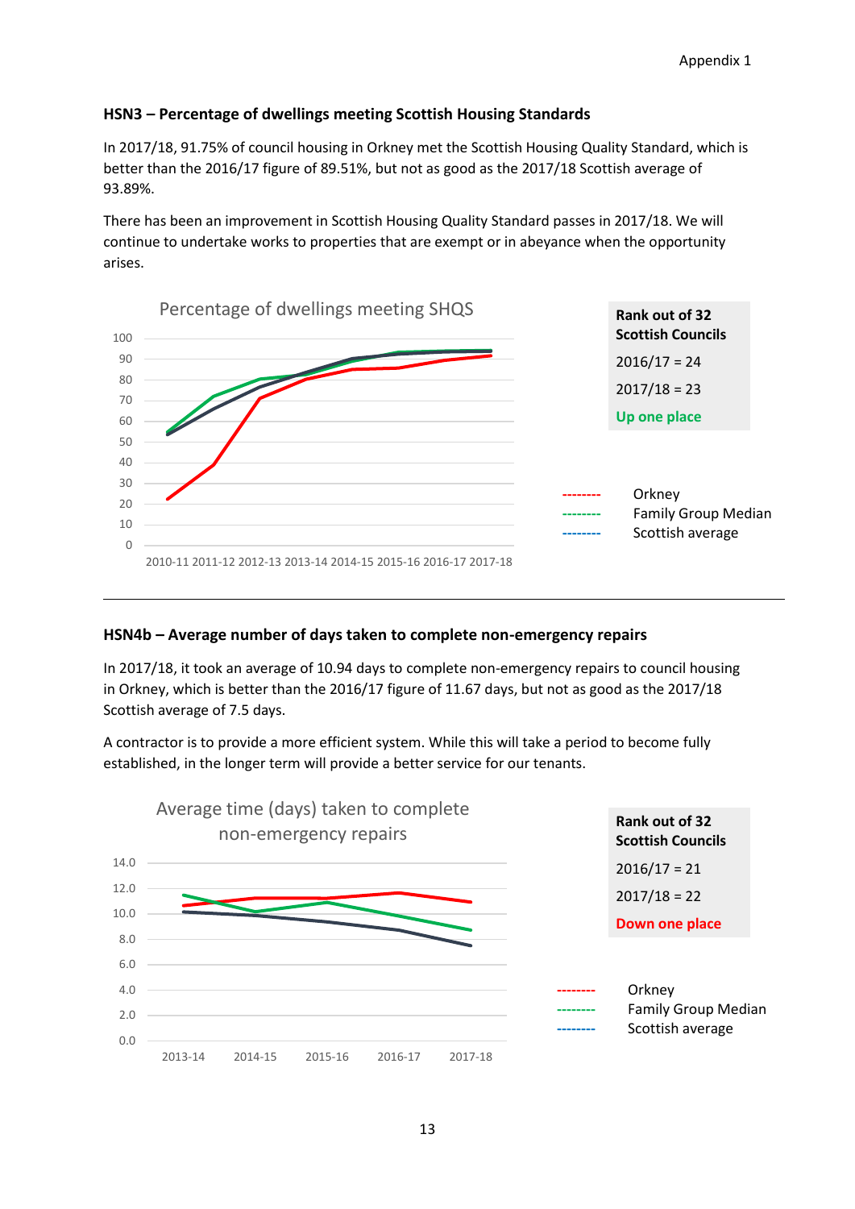### HSN3 – Percentage of dwellings meeting Scottish Housing Standards

In 2017/18, 91.75% of council housing in Orkney met the Scottish Housing Quality Standard, which is better than the 2016/17 figure of 89.51%, but not as good as the 2017/18 Scottish average of 93.89%.

There has been an improvement in Scottish Housing Quality Standard passes in 2017/18. We will continue to undertake works to properties that are exempt or in abeyance when the opportunity arises.

Percentage of dwellings meeting SHQS

**Rank out of 32 Scottish Councils**

2016/17 = 24

2017/18 = 23

**Up one place**

Orkney
Family Group Median
Scottish average

---

### HSN4b – Average number of days taken to complete non-emergency repairs

In 2017/18, it took an average of 10.94 days to complete non-emergency repairs to council housing in Orkney, which is better than the 2016/17 figure of 11.67 days, but not as good as the 2017/18 Scottish average of 7.5 days.

A contractor is to provide a more efficient system. While this will take a period to become fully established, in the longer term will provide a better service for our tenants.

Average time (days) taken to complete non-emergency repairs

**Rank out of 32 Scottish Councils**

2016/17 = 21

2017/18 = 22

**Down one place**

Orkney
Family Group Median
Scottish average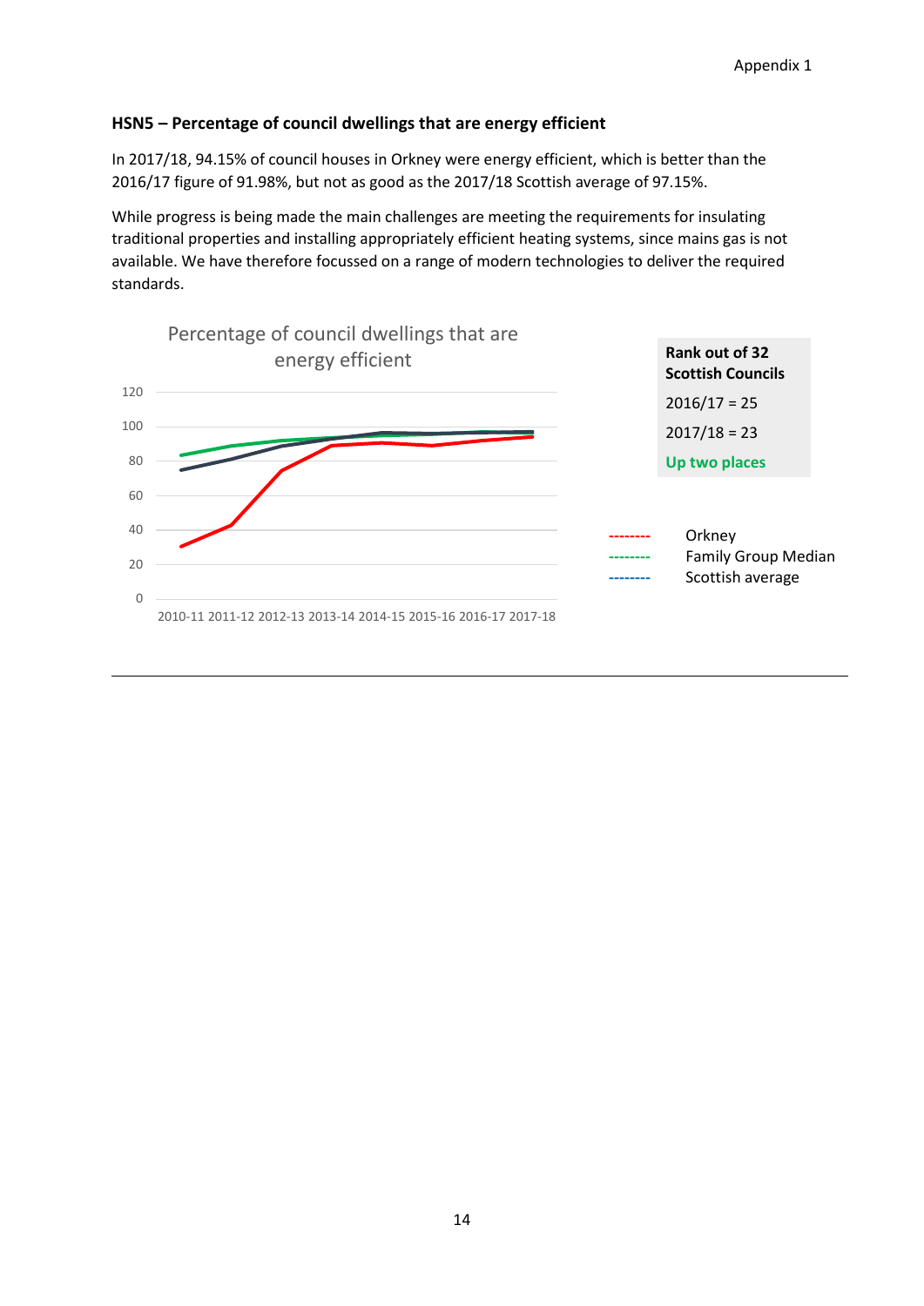### HSN5 – Percentage of council dwellings that are energy efficient

In 2017/18, 94.15% of council houses in Orkney were energy efficient, which is better than the 2016/17 figure of 91.98%, but not as good as the 2017/18 Scottish average of 97.15%.

While progress is being made the main challenges are meeting the requirements for insulating traditional properties and installing appropriately efficient heating systems, since mains gas is not available. We have therefore focussed on a range of modern technologies to deliver the required standards.

Percentage of council dwellings that are energy efficient

120
100
80
60
40
20
0

2010-11 2011-12 2012-13 2013-14 2014-15 2015-16 2016-17 2017-18

Orkney
Family Group Median
Scottish average

**Rank out of 32 Scottish Councils**

2016/17 = 25

2017/18 = 23

**Up two places**